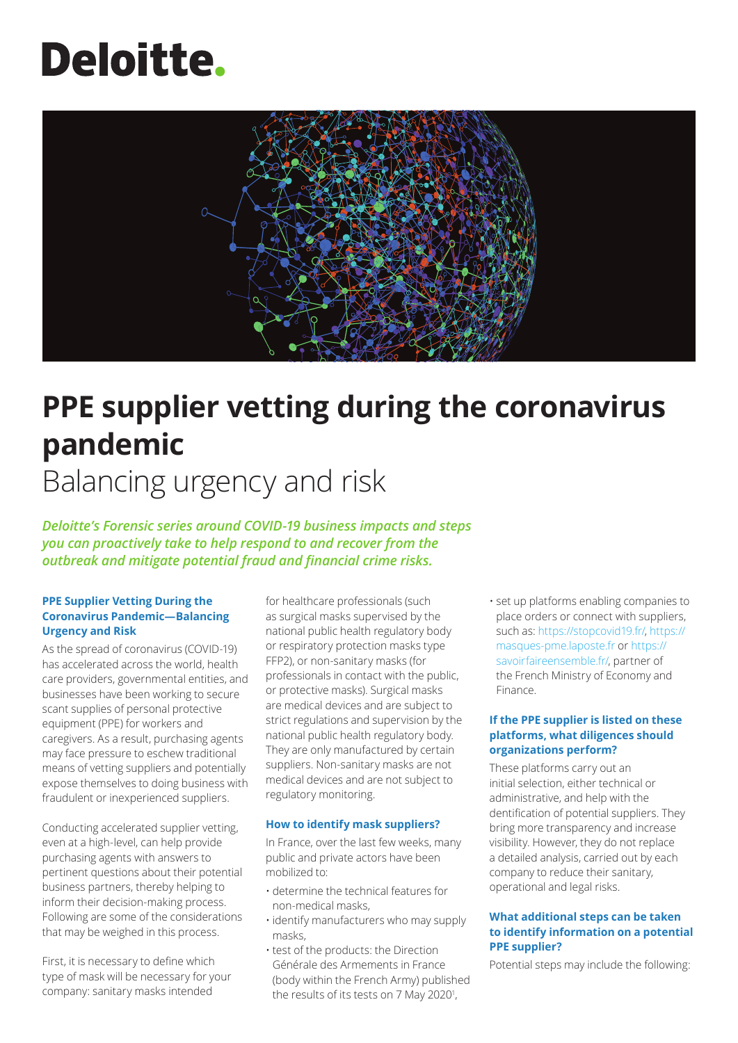# PPE supplier vetting during the coronavirus pandemic

## Balancing urgency and risk

***Deloitte's Forensic series around COVID-19 business impacts and steps you can proactively take to help respond to and recover from the outbreak and mitigate potential fraud and financial crime risks.***

### PPE Supplier Vetting During the Coronavirus Pandemic—Balancing Urgency and Risk

As the spread of coronavirus (COVID-19) has accelerated across the world, health care providers, governmental entities, and businesses have been working to secure scant supplies of personal protective equipment (PPE) for workers and caregivers. As a result, purchasing agents may face pressure to eschew traditional means of vetting suppliers and potentially expose themselves to doing business with fraudulent or inexperienced suppliers.

Conducting accelerated supplier vetting, even at a high-level, can help provide purchasing agents with answers to pertinent questions about their potential business partners, thereby helping to inform their decision-making process. Following are some of the considerations that may be weighed in this process.

First, it is necessary to define which type of mask will be necessary for your company: sanitary masks intended for healthcare professionals (such as surgical masks supervised by the national public health regulatory body or respiratory protection masks type FFP2), or non-sanitary masks (for professionals in contact with the public, or protective masks). Surgical masks are medical devices and are subject to strict regulations and supervision by the national public health regulatory body. They are only manufactured by certain suppliers. Non-sanitary masks are not medical devices and are not subject to regulatory monitoring.

### How to identify mask suppliers?

In France, over the last few weeks, many public and private actors have been mobilized to:

- determine the technical features for non-medical masks,
- identify manufacturers who may supply masks,
- test of the products: the Direction Générale des Armements in France (body within the French Army) published the results of its tests on 7 May 2020[1],
- set up platforms enabling companies to place orders or connect with suppliers, such as: https://stopcovid19.fr/, https://masques-pme.laposte.fr or https://savoirfaireensemble.fr/, partner of the French Ministry of Economy and Finance.

### If the PPE supplier is listed on these platforms, what diligences should organizations perform?

These platforms carry out an initial selection, either technical or administrative, and help with the dentification of potential suppliers. They bring more transparency and increase visibility. However, they do not replace a detailed analysis, carried out by each company to reduce their sanitary, operational and legal risks.

### What additional steps can be taken to identify information on a potential PPE supplier?

Potential steps may include the following: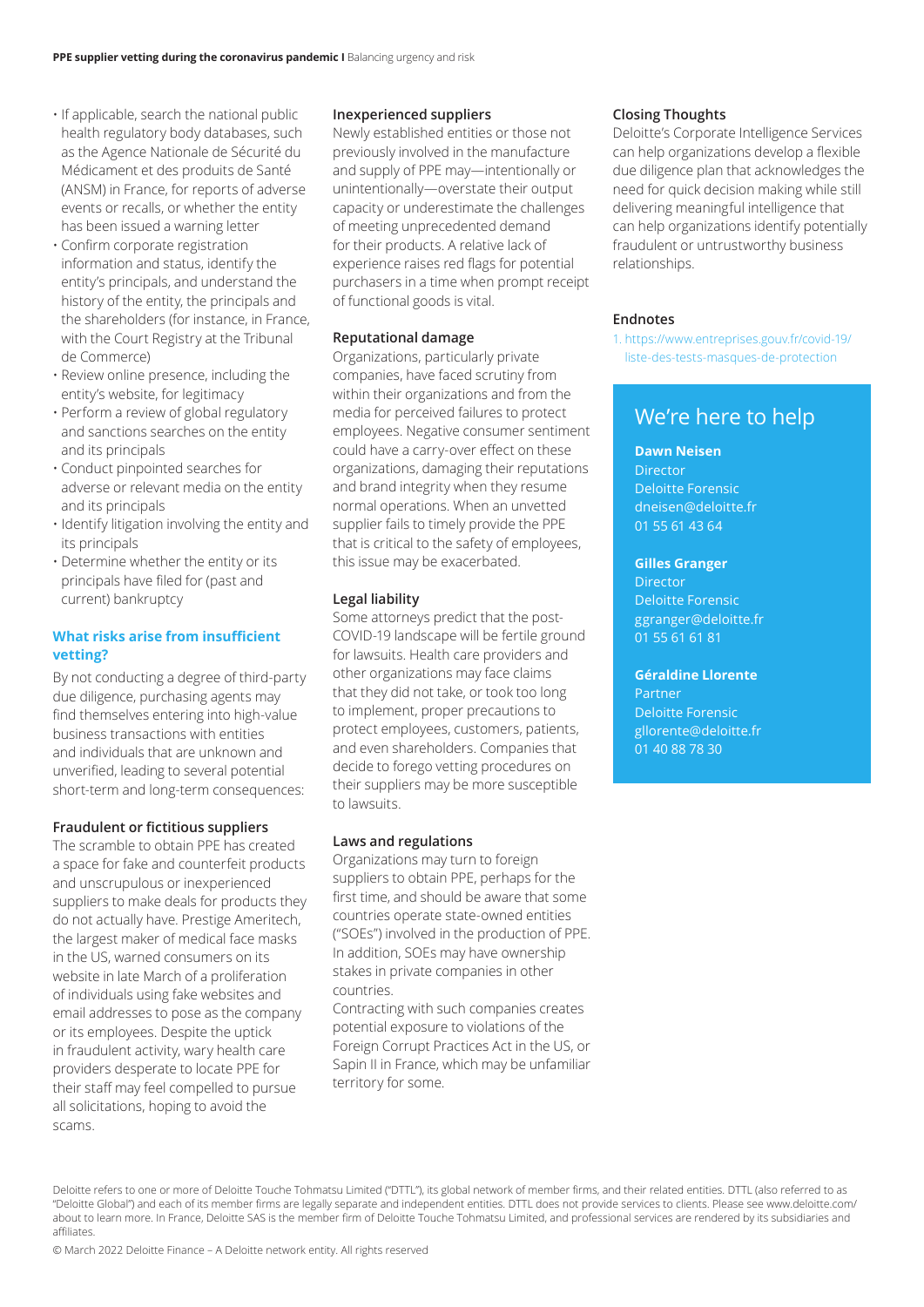- If applicable, search the national public health regulatory body databases, such as the Agence Nationale de Sécurité du Médicament et des produits de Santé (ANSM) in France, for reports of adverse events or recalls, or whether the entity has been issued a warning letter
- Confirm corporate registration information and status, identify the entity's principals, and understand the history of the entity, the principals and the shareholders (for instance, in France, with the Court Registry at the Tribunal de Commerce)
- Review online presence, including the entity's website, for legitimacy
- Perform a review of global regulatory and sanctions searches on the entity and its principals
- Conduct pinpointed searches for adverse or relevant media on the entity and its principals
- Identify litigation involving the entity and its principals
- Determine whether the entity or its principals have filed for (past and current) bankruptcy

## What risks arise from insufficient vetting?

By not conducting a degree of third-party due diligence, purchasing agents may find themselves entering into high-value business transactions with entities and individuals that are unknown and unverified, leading to several potential short-term and long-term consequences:

### Fraudulent or fictitious suppliers

The scramble to obtain PPE has created a space for fake and counterfeit products and unscrupulous or inexperienced suppliers to make deals for products they do not actually have. Prestige Ameritech, the largest maker of medical face masks in the US, warned consumers on its website in late March of a proliferation of individuals using fake websites and email addresses to pose as the company or its employees. Despite the uptick in fraudulent activity, wary health care providers desperate to locate PPE for their staff may feel compelled to pursue all solicitations, hoping to avoid the scams.

### Inexperienced suppliers

Newly established entities or those not previously involved in the manufacture and supply of PPE may—intentionally or unintentionally—overstate their output capacity or underestimate the challenges of meeting unprecedented demand for their products. A relative lack of experience raises red flags for potential purchasers in a time when prompt receipt of functional goods is vital.

### Reputational damage

Organizations, particularly private companies, have faced scrutiny from within their organizations and from the media for perceived failures to protect employees. Negative consumer sentiment could have a carry-over effect on these organizations, damaging their reputations and brand integrity when they resume normal operations. When an unvetted supplier fails to timely provide the PPE that is critical to the safety of employees, this issue may be exacerbated.

### Legal liability

Some attorneys predict that the post-COVID-19 landscape will be fertile ground for lawsuits. Health care providers and other organizations may face claims that they did not take, or took too long to implement, proper precautions to protect employees, customers, patients, and even shareholders. Companies that decide to forego vetting procedures on their suppliers may be more susceptible to lawsuits.

### Laws and regulations

Organizations may turn to foreign suppliers to obtain PPE, perhaps for the first time, and should be aware that some countries operate state-owned entities ("SOEs") involved in the production of PPE. In addition, SOEs may have ownership stakes in private companies in other countries.
Contracting with such companies creates potential exposure to violations of the Foreign Corrupt Practices Act in the US, or Sapin II in France, which may be unfamiliar territory for some.

### Closing Thoughts

Deloitte's Corporate Intelligence Services can help organizations develop a flexible due diligence plan that acknowledges the need for quick decision making while still delivering meaningful intelligence that can help organizations identify potentially fraudulent or untrustworthy business relationships.

### Endnotes

1. https://www.entreprises.gouv.fr/covid-19/liste-des-tests-masques-de-protection

## We're here to help

**Dawn Neisen**
Director
Deloitte Forensic
dneisen@deloitte.fr
01 55 61 43 64

**Gilles Granger**
Director
Deloitte Forensic
ggranger@deloitte.fr
01 55 61 61 81

**Géraldine Llorente**
Partner
Deloitte Forensic
gllorente@deloitte.fr
01 40 88 78 30

Deloitte refers to one or more of Deloitte Touche Tohmatsu Limited ("DTTL"), its global network of member firms, and their related entities. DTTL (also referred to as "Deloitte Global") and each of its member firms are legally separate and independent entities. DTTL does not provide services to clients. Please see www.deloitte.com/about to learn more. In France, Deloitte SAS is the member firm of Deloitte Touche Tohmatsu Limited, and professional services are rendered by its subsidiaries and affiliates.

© March 2022 Deloitte Finance – A Deloitte network entity. All rights reserved